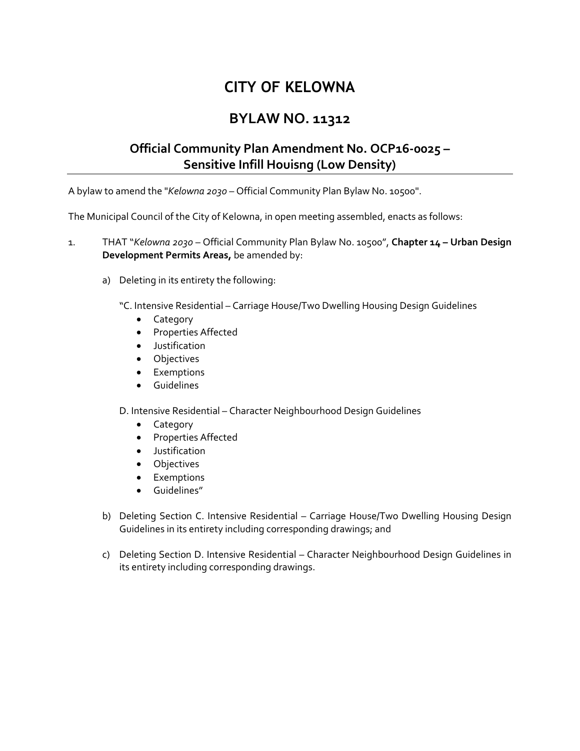# CITY OF KELOWNA

## BYLAW NO. 11312

### Official Community Plan Amendment No. OCP16-0025 – Sensitive Infill Houisng (Low Density)

A bylaw to amend the "*Kelowna 2030* – Official Community Plan Bylaw No. 10500".

The Municipal Council of the City of Kelowna, in open meeting assembled, enacts as follows:

1. THAT "*Kelowna 2030* – Official Community Plan Bylaw No. 10500", **Chapter 14 – Urban Design Development Permits Areas,** be amended by:

   a) Deleting in its entirety the following:

      "C. Intensive Residential – Carriage House/Two Dwelling Housing Design Guidelines
      - Category
      - Properties Affected
      - Justification
      - Objectives
      - Exemptions
      - Guidelines

      D. Intensive Residential – Character Neighbourhood Design Guidelines
      - Category
      - Properties Affected
      - Justification
      - Objectives
      - Exemptions
      - Guidelines"

   b) Deleting Section C. Intensive Residential – Carriage House/Two Dwelling Housing Design Guidelines in its entirety including corresponding drawings; and

   c) Deleting Section D. Intensive Residential – Character Neighbourhood Design Guidelines in its entirety including corresponding drawings.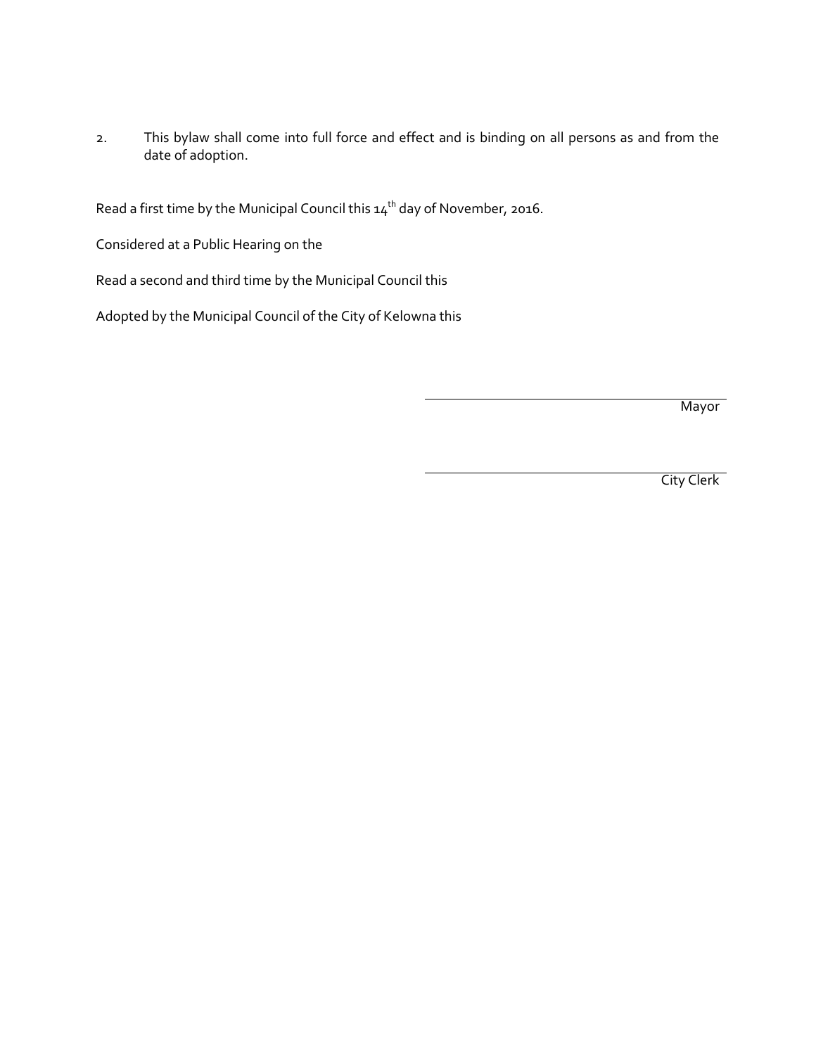2. This bylaw shall come into full force and effect and is binding on all persons as and from the date of adoption.

Read a first time by the Municipal Council this 14th day of November, 2016.

Considered at a Public Hearing on the

Read a second and third time by the Municipal Council this

Adopted by the Municipal Council of the City of Kelowna this

Mayor

City Clerk